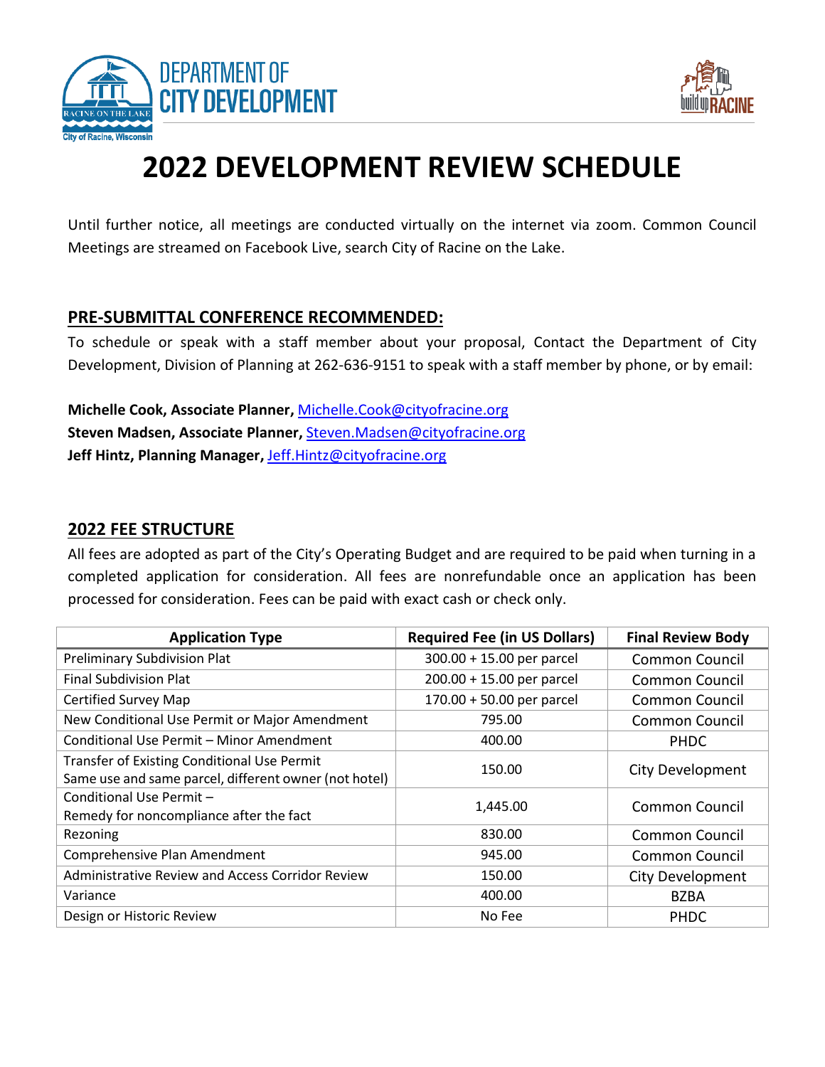DEPARTMENT OF CITY DEVELOPMENT

# 2022 DEVELOPMENT REVIEW SCHEDULE

Until further notice, all meetings are conducted virtually on the internet via zoom. Common Council Meetings are streamed on Facebook Live, search City of Racine on the Lake.

## PRE-SUBMITTAL CONFERENCE RECOMMENDED:

To schedule or speak with a staff member about your proposal, Contact the Department of City Development, Division of Planning at 262-636-9151 to speak with a staff member by phone, or by email:

**Michelle Cook, Associate Planner,** Michelle.Cook@cityofracine.org
**Steven Madsen, Associate Planner,** Steven.Madsen@cityofracine.org
**Jeff Hintz, Planning Manager,** Jeff.Hintz@cityofracine.org

## 2022 FEE STRUCTURE

All fees are adopted as part of the City's Operating Budget and are required to be paid when turning in a completed application for consideration. All fees are nonrefundable once an application has been processed for consideration. Fees can be paid with exact cash or check only.

| Application Type | Required Fee (in US Dollars) | Final Review Body |
|---|---|---|
| Preliminary Subdivision Plat | 300.00 + 15.00 per parcel | Common Council |
| Final Subdivision Plat | 200.00 + 15.00 per parcel | Common Council |
| Certified Survey Map | 170.00 + 50.00 per parcel | Common Council |
| New Conditional Use Permit or Major Amendment | 795.00 | Common Council |
| Conditional Use Permit – Minor Amendment | 400.00 | PHDC |
| Transfer of Existing Conditional Use Permit Same use and same parcel, different owner (not hotel) | 150.00 | City Development |
| Conditional Use Permit – Remedy for noncompliance after the fact | 1,445.00 | Common Council |
| Rezoning | 830.00 | Common Council |
| Comprehensive Plan Amendment | 945.00 | Common Council |
| Administrative Review and Access Corridor Review | 150.00 | City Development |
| Variance | 400.00 | BZBA |
| Design or Historic Review | No Fee | PHDC |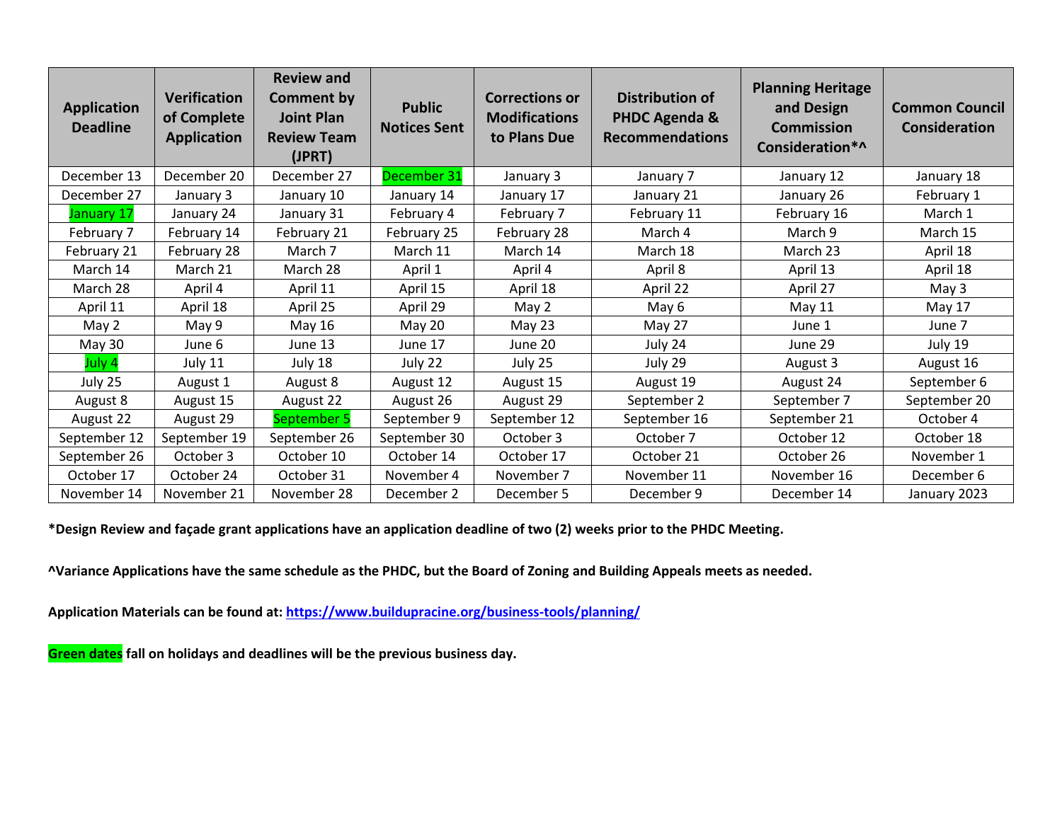| Application Deadline | Verification of Complete Application | Review and Comment by Joint Plan Review Team (JPRT) | Public Notices Sent | Corrections or Modifications to Plans Due | Distribution of PHDC Agenda & Recommendations | Planning Heritage and Design Commission Consideration*^ | Common Council Consideration |
|---|---|---|---|---|---|---|---|
| December 13 | December 20 | December 27 | December 31 | January 3 | January 7 | January 12 | January 18 |
| December 27 | January 3 | January 10 | January 14 | January 17 | January 21 | January 26 | February 1 |
| January 17 | January 24 | January 31 | February 4 | February 7 | February 11 | February 16 | March 1 |
| February 7 | February 14 | February 21 | February 25 | February 28 | March 4 | March 9 | March 15 |
| February 21 | February 28 | March 7 | March 11 | March 14 | March 18 | March 23 | April 18 |
| March 14 | March 21 | March 28 | April 1 | April 4 | April 8 | April 13 | April 18 |
| March 28 | April 4 | April 11 | April 15 | April 18 | April 22 | April 27 | May 3 |
| April 11 | April 18 | April 25 | April 29 | May 2 | May 6 | May 11 | May 17 |
| May 2 | May 9 | May 16 | May 20 | May 23 | May 27 | June 1 | June 7 |
| May 30 | June 6 | June 13 | June 17 | June 20 | July 24 | June 29 | July 19 |
| July 4 | July 11 | July 18 | July 22 | July 25 | July 29 | August 3 | August 16 |
| July 25 | August 1 | August 8 | August 12 | August 15 | August 19 | August 24 | September 6 |
| August 8 | August 15 | August 22 | August 26 | August 29 | September 2 | September 7 | September 20 |
| August 22 | August 29 | September 5 | September 9 | September 12 | September 16 | September 21 | October 4 |
| September 12 | September 19 | September 26 | September 30 | October 3 | October 7 | October 12 | October 18 |
| September 26 | October 3 | October 10 | October 14 | October 17 | October 21 | October 26 | November 1 |
| October 17 | October 24 | October 31 | November 4 | November 7 | November 11 | November 16 | December 6 |
| November 14 | November 21 | November 28 | December 2 | December 5 | December 9 | December 14 | January 2023 |

**\*Design Review and façade grant applications have an application deadline of two (2) weeks prior to the PHDC Meeting.**

**^Variance Applications have the same schedule as the PHDC, but the Board of Zoning and Building Appeals meets as needed.**

**Application Materials can be found at: [https://www.buildupracine.org/business-tools/planning/](https://www.buildupracine.org/business-tools/planning/)**

**Green dates fall on holidays and deadlines will be the previous business day.**